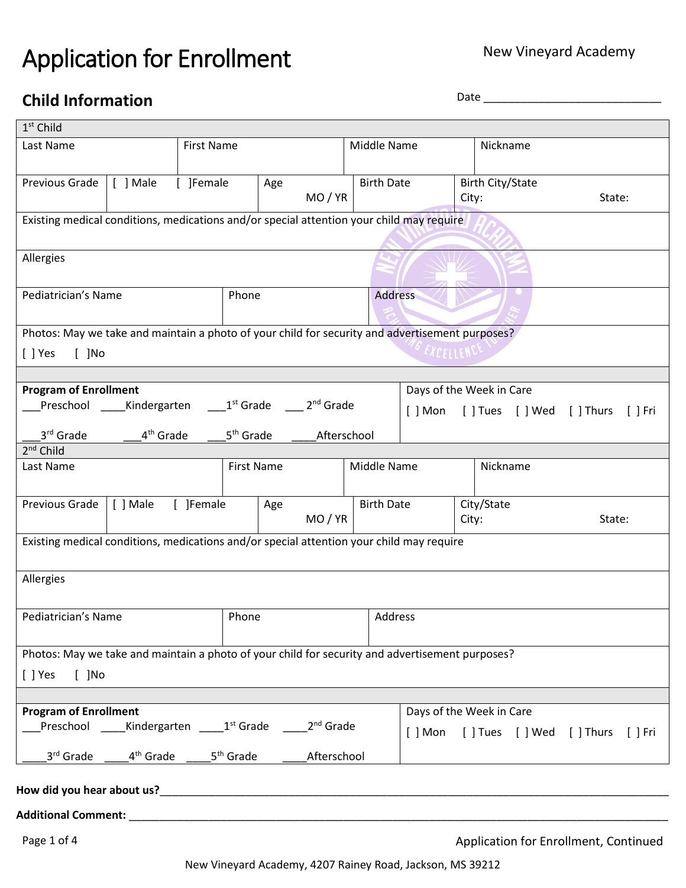# Application for Enrollment

New Vineyard Academy

## Child Information

Date ____________________________

| 1st Child | | | | | | | |
|---|---|---|---|---|---|---|---|
| Last Name | | First Name | | Middle Name | | Nickname | |
| Previous Grade | [ ] Male [ ]Female | | Age MO / YR | Birth Date | | Birth City/State City: State: | |
| Existing medical conditions, medications and/or special attention your child may require | | | | | | | |
| Allergies | | | | | | | |
| Pediatrician's Name | | Phone | | Address | | | |
| Photos: May we take and maintain a photo of your child for security and advertisement purposes? [ ] Yes [ ]No | | | | | | | |
| **Program of Enrollment** ___Preschool ____Kindergarten ___1st Grade ___ 2nd Grade ___3rd Grade ___4th Grade ___5th Grade ____Afterschool | | | | | Days of the Week in Care [ ] Mon [ ] Tues [ ] Wed [ ] Thurs [ ] Fri | | |

| 2nd Child | | | | | | | |
|---|---|---|---|---|---|---|---|
| Last Name | | First Name | | Middle Name | | Nickname | |
| Previous Grade | [ ] Male [ ]Female | | Age MO / YR | Birth Date | | City/State City: State: | |
| Existing medical conditions, medications and/or special attention your child may require | | | | | | | |
| Allergies | | | | | | | |
| Pediatrician's Name | | Phone | | Address | | | |
| Photos: May we take and maintain a photo of your child for security and advertisement purposes? [ ] Yes [ ]No | | | | | | | |
| **Program of Enrollment** ___Preschool ____Kindergarten ____1st Grade ____2nd Grade ____3rd Grade ____4th Grade ____5th Grade ____Afterschool | | | | | Days of the Week in Care [ ] Mon [ ] Tues [ ] Wed [ ] Thurs [ ] Fri | | |

**How did you hear about us?**_______________________________________________________________

**Additional Comment:** _______________________________________________________________

Application for Enrollment, Continued

New Vineyard Academy, 4207 Rainey Road, Jackson, MS 39212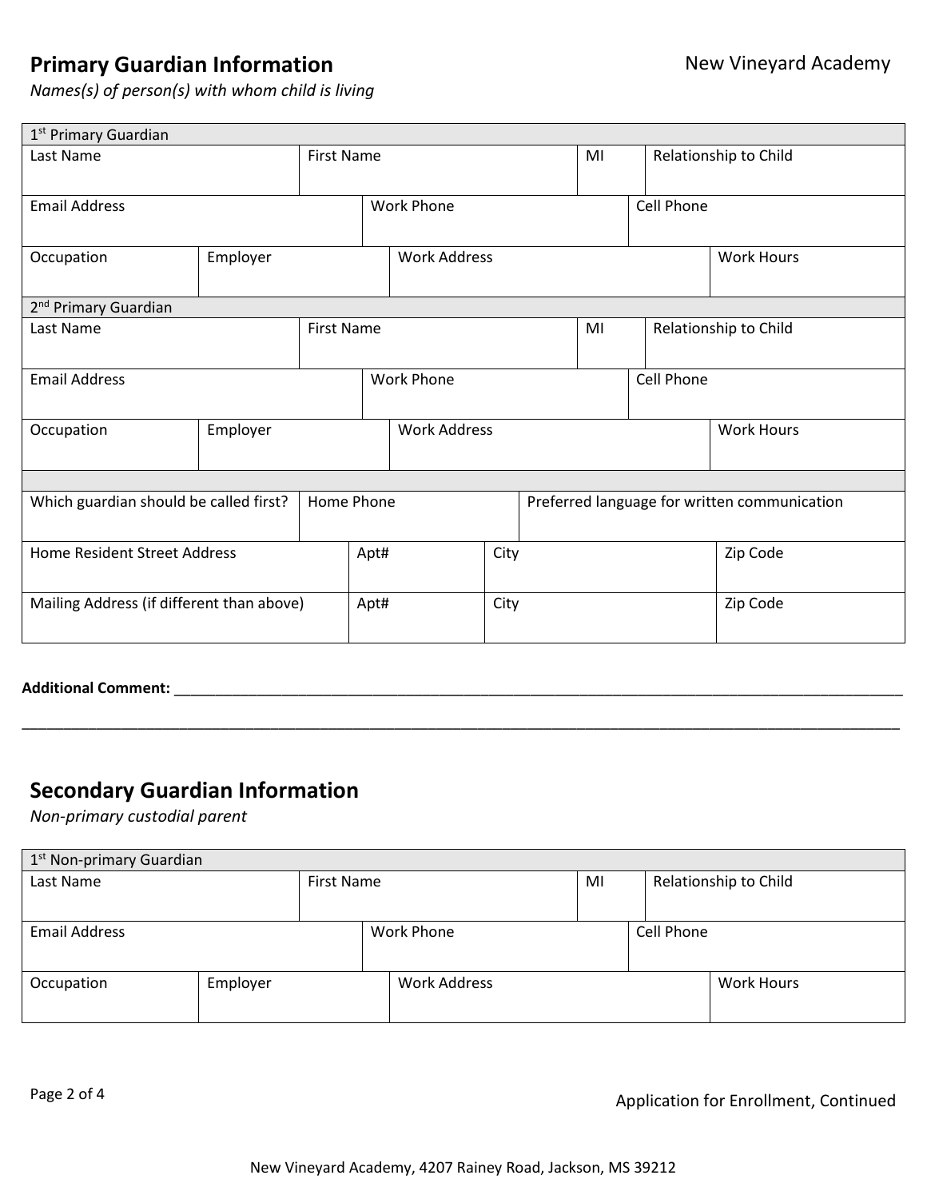## Primary Guardian Information

*Names(s) of person(s) with whom child is living*

| 1st Primary Guardian | | | |
|---|---|---|---|
| Last Name | First Name | MI | Relationship to Child |
| Email Address | Work Phone | Cell Phone | |
| Occupation | Employer | Work Address | Work Hours |

| 2nd Primary Guardian | | | |
|---|---|---|---|
| Last Name | First Name | MI | Relationship to Child |
| Email Address | Work Phone | Cell Phone | |
| Occupation | Employer | Work Address | Work Hours |

| Which guardian should be called first? | Home Phone | Preferred language for written communication | |
|---|---|---|---|
| Home Resident Street Address | Apt# | City | Zip Code |
| Mailing Address (if different than above) | Apt# | City | Zip Code |

**Additional Comment:** ______________________________________________________________________________

______________________________________________________________________________________________

## Secondary Guardian Information

*Non-primary custodial parent*

| 1st Non-primary Guardian | | | |
|---|---|---|---|
| Last Name | First Name | MI | Relationship to Child |
| Email Address | Work Phone | Cell Phone | |
| Occupation | Employer | Work Address | Work Hours |

Application for Enrollment, Continued

New Vineyard Academy, 4207 Rainey Road, Jackson, MS 39212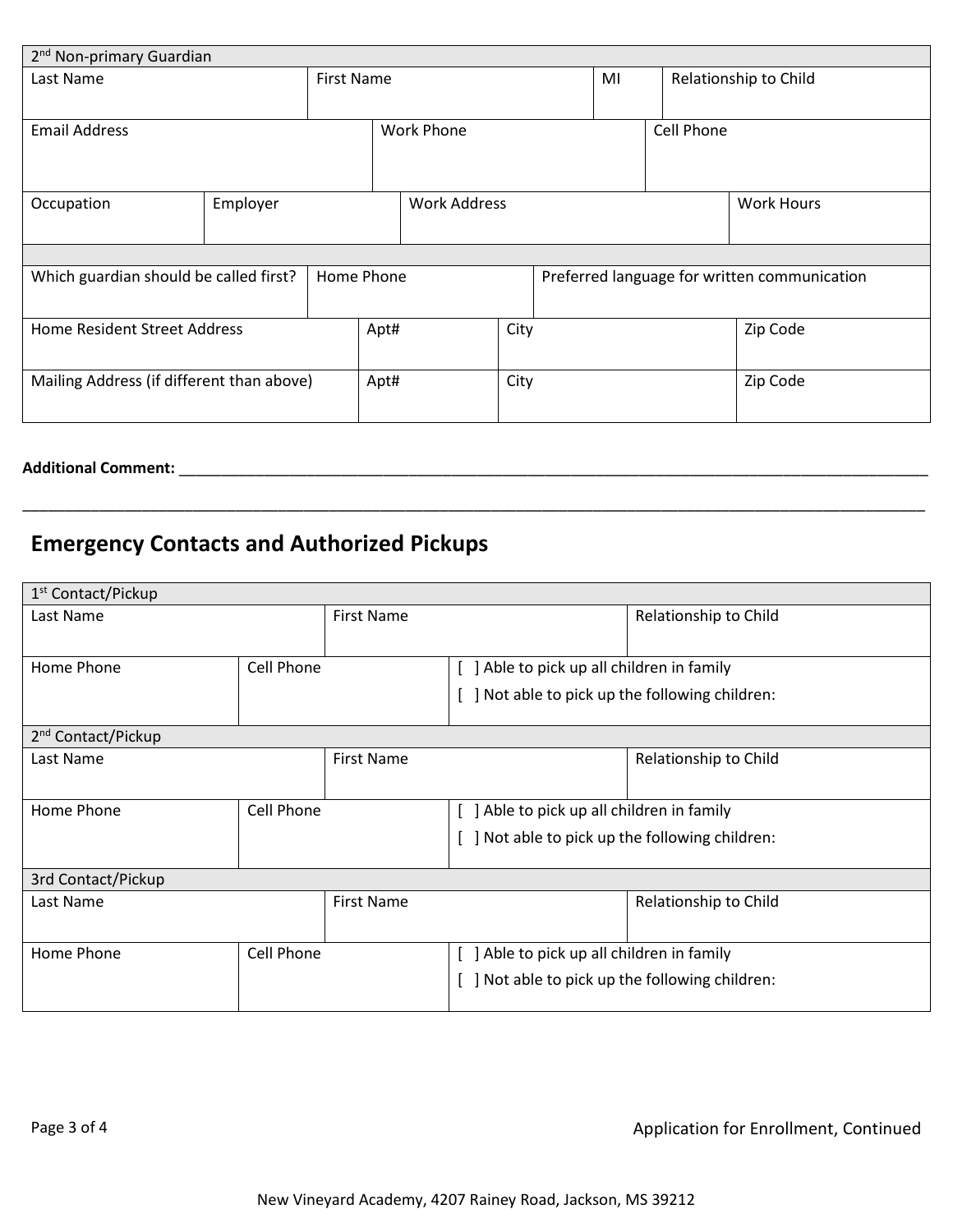| 2nd Non-primary Guardian | | | | | | |
|---|---|---|---|---|---|---|
| Last Name | | First Name | | MI | Relationship to Child | |
| Email Address | | | Work Phone | | Cell Phone | |
| Occupation | Employer | | Work Address | | | Work Hours |

| | | | |
|---|---|---|---|
| Which guardian should be called first? | Home Phone | Preferred language for written communication | |
| Home Resident Street Address | Apt# | City | Zip Code |
| Mailing Address (if different than above) | Apt# | City | Zip Code |

**Additional Comment:** ______________________________________________________________________________

______________________________________________________________________________________________

## Emergency Contacts and Authorized Pickups

| 1st Contact/Pickup | | | |
|---|---|---|---|
| Last Name | | First Name | Relationship to Child |
| Home Phone | Cell Phone | [ ] Able to pick up all children in family<br>[ ] Not able to pick up the following children: | |

| 2nd Contact/Pickup | | | |
|---|---|---|---|
| Last Name | | First Name | Relationship to Child |
| Home Phone | Cell Phone | [ ] Able to pick up all children in family<br>[ ] Not able to pick up the following children: | |

| 3rd Contact/Pickup | | | |
|---|---|---|---|
| Last Name | | First Name | Relationship to Child |
| Home Phone | Cell Phone | [ ] Able to pick up all children in family<br>[ ] Not able to pick up the following children: | |

Application for Enrollment, Continued

New Vineyard Academy, 4207 Rainey Road, Jackson, MS 39212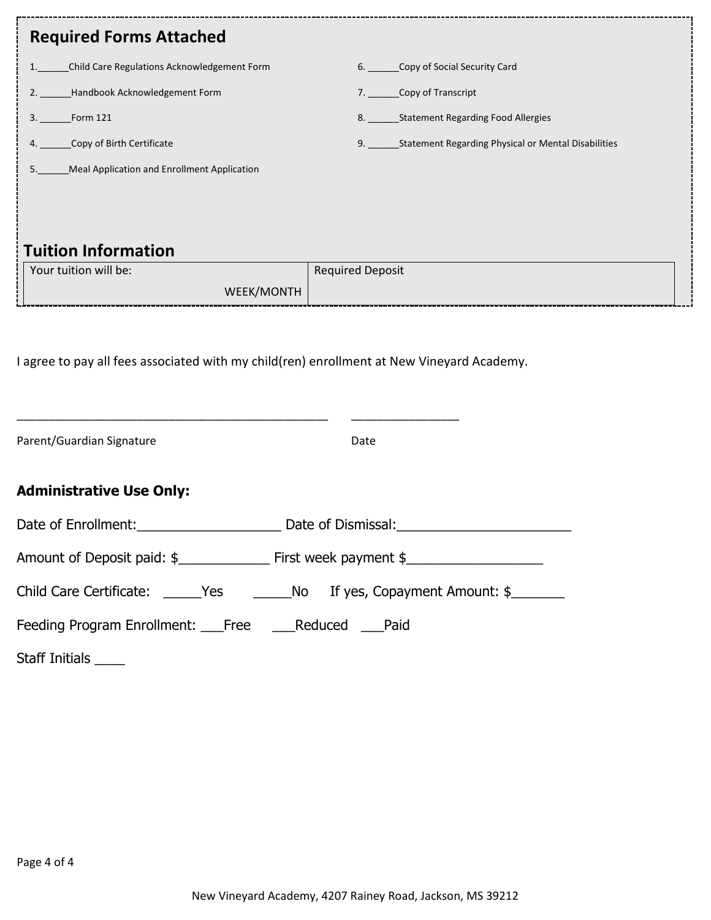## Required Forms Attached

1.______Child Care Regulations Acknowledgement Form

2. ______Handbook Acknowledgement Form

3. ______Form 121

4. ______Copy of Birth Certificate

5.______Meal Application and Enrollment Application

6. ______Copy of Social Security Card

7. ______Copy of Transcript

8. ______Statement Regarding Food Allergies

9. ______Statement Regarding Physical or Mental Disabilities

## Tuition Information

| | |
|---|---|
| Your tuition will be: WEEK/MONTH | Required Deposit |

I agree to pay all fees associated with my child(ren) enrollment at New Vineyard Academy.

_______________________________________________ _______________

Parent/Guardian Signature Date

**Administrative Use Only:**

Date of Enrollment:___________________ Date of Dismissal:_______________________

Amount of Deposit paid: $____________ First week payment $__________________

Child Care Certificate: _____Yes _____No If yes, Copayment Amount: $_______

Feeding Program Enrollment: ___Free ___Reduced ___Paid

Staff Initials ____

New Vineyard Academy, 4207 Rainey Road, Jackson, MS 39212